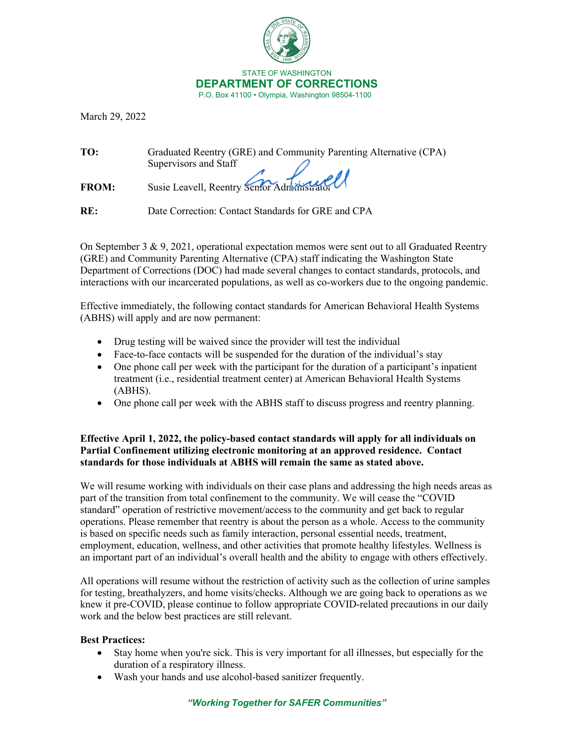STATE OF WASHINGTON
**DEPARTMENT OF CORRECTIONS**
P.O. Box 41100 • Olympia, Washington 98504-1100

March 29, 2022

**TO:** Graduated Reentry (GRE) and Community Parenting Alternative (CPA) Supervisors and Staff

**FROM:** Susie Leavell, Reentry Senior Administrator

**RE:** Date Correction: Contact Standards for GRE and CPA

On September 3 & 9, 2021, operational expectation memos were sent out to all Graduated Reentry (GRE) and Community Parenting Alternative (CPA) staff indicating the Washington State Department of Corrections (DOC) had made several changes to contact standards, protocols, and interactions with our incarcerated populations, as well as co-workers due to the ongoing pandemic.

Effective immediately, the following contact standards for American Behavioral Health Systems (ABHS) will apply and are now permanent:

- Drug testing will be waived since the provider will test the individual
- Face-to-face contacts will be suspended for the duration of the individual's stay
- One phone call per week with the participant for the duration of a participant's inpatient treatment (i.e., residential treatment center) at American Behavioral Health Systems (ABHS).
- One phone call per week with the ABHS staff to discuss progress and reentry planning.

**Effective April 1, 2022, the policy-based contact standards will apply for all individuals on Partial Confinement utilizing electronic monitoring at an approved residence. Contact standards for those individuals at ABHS will remain the same as stated above.**

We will resume working with individuals on their case plans and addressing the high needs areas as part of the transition from total confinement to the community. We will cease the "COVID standard" operation of restrictive movement/access to the community and get back to regular operations. Please remember that reentry is about the person as a whole. Access to the community is based on specific needs such as family interaction, personal essential needs, treatment, employment, education, wellness, and other activities that promote healthy lifestyles. Wellness is an important part of an individual's overall health and the ability to engage with others effectively.

All operations will resume without the restriction of activity such as the collection of urine samples for testing, breathalyzers, and home visits/checks. Although we are going back to operations as we knew it pre-COVID, please continue to follow appropriate COVID-related precautions in our daily work and the below best practices are still relevant.

**Best Practices:**

- Stay home when you're sick. This is very important for all illnesses, but especially for the duration of a respiratory illness.
- Wash your hands and use alcohol-based sanitizer frequently.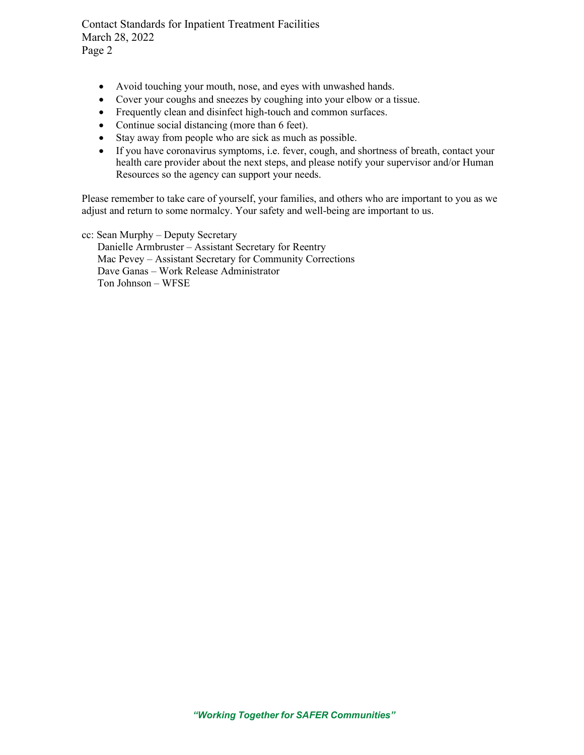- Avoid touching your mouth, nose, and eyes with unwashed hands.
- Cover your coughs and sneezes by coughing into your elbow or a tissue.
- Frequently clean and disinfect high-touch and common surfaces.
- Continue social distancing (more than 6 feet).
- Stay away from people who are sick as much as possible.
- If you have coronavirus symptoms, i.e. fever, cough, and shortness of breath, contact your health care provider about the next steps, and please notify your supervisor and/or Human Resources so the agency can support your needs.

Please remember to take care of yourself, your families, and others who are important to you as we adjust and return to some normalcy. Your safety and well-being are important to us.

cc: Sean Murphy – Deputy Secretary
Danielle Armbruster – Assistant Secretary for Reentry
Mac Pevey – Assistant Secretary for Community Corrections
Dave Ganas – Work Release Administrator
Ton Johnson – WFSE